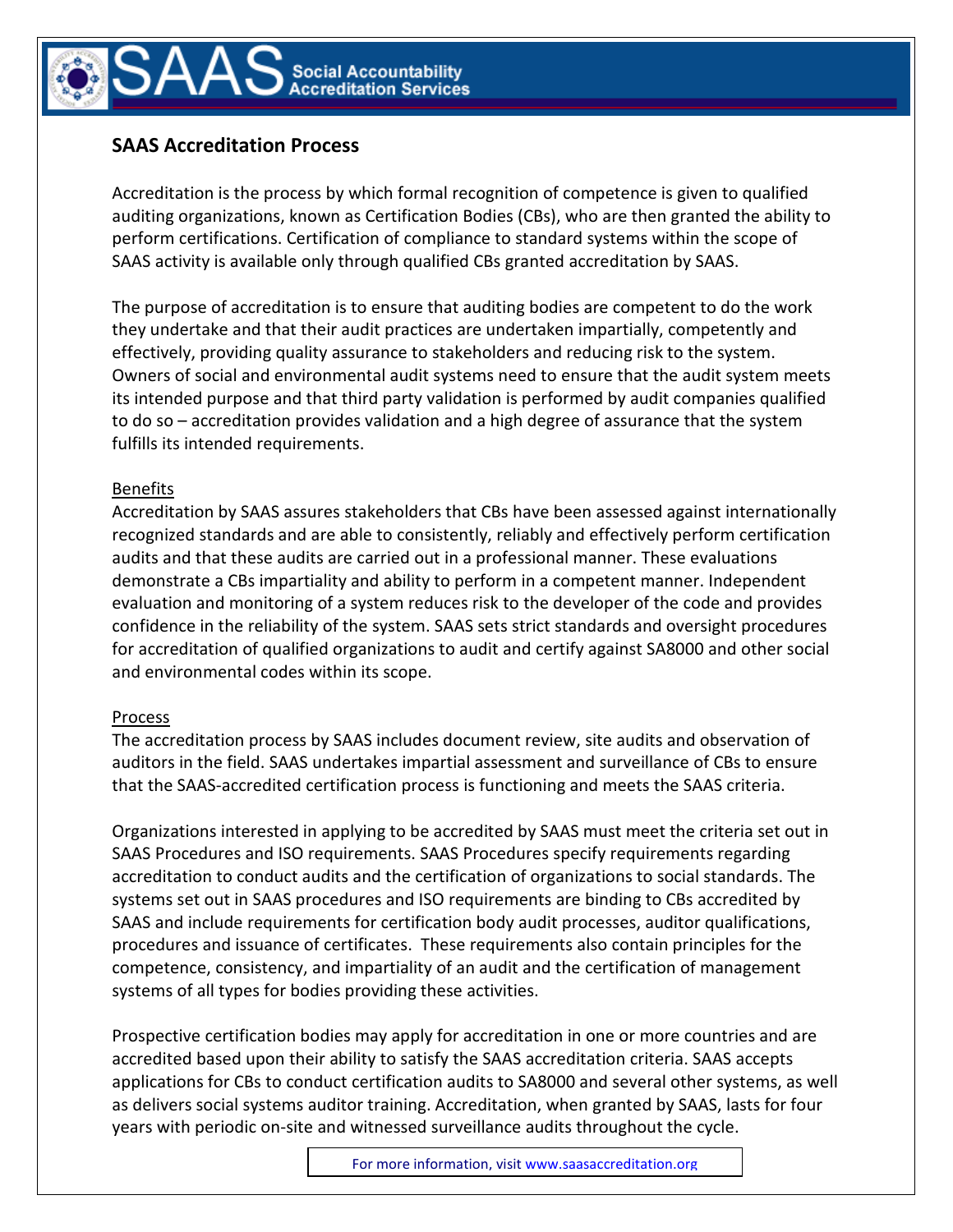# SAAS Social Accountability Accreditation Services

## SAAS Accreditation Process

Accreditation is the process by which formal recognition of competence is given to qualified auditing organizations, known as Certification Bodies (CBs), who are then granted the ability to perform certifications. Certification of compliance to standard systems within the scope of SAAS activity is available only through qualified CBs granted accreditation by SAAS.

The purpose of accreditation is to ensure that auditing bodies are competent to do the work they undertake and that their audit practices are undertaken impartially, competently and effectively, providing quality assurance to stakeholders and reducing risk to the system. Owners of social and environmental audit systems need to ensure that the audit system meets its intended purpose and that third party validation is performed by audit companies qualified to do so – accreditation provides validation and a high degree of assurance that the system fulfills its intended requirements.

### Benefits

Accreditation by SAAS assures stakeholders that CBs have been assessed against internationally recognized standards and are able to consistently, reliably and effectively perform certification audits and that these audits are carried out in a professional manner. These evaluations demonstrate a CBs impartiality and ability to perform in a competent manner. Independent evaluation and monitoring of a system reduces risk to the developer of the code and provides confidence in the reliability of the system. SAAS sets strict standards and oversight procedures for accreditation of qualified organizations to audit and certify against SA8000 and other social and environmental codes within its scope.

### Process

The accreditation process by SAAS includes document review, site audits and observation of auditors in the field. SAAS undertakes impartial assessment and surveillance of CBs to ensure that the SAAS-accredited certification process is functioning and meets the SAAS criteria.

Organizations interested in applying to be accredited by SAAS must meet the criteria set out in SAAS Procedures and ISO requirements. SAAS Procedures specify requirements regarding accreditation to conduct audits and the certification of organizations to social standards. The systems set out in SAAS procedures and ISO requirements are binding to CBs accredited by SAAS and include requirements for certification body audit processes, auditor qualifications, procedures and issuance of certificates. These requirements also contain principles for the competence, consistency, and impartiality of an audit and the certification of management systems of all types for bodies providing these activities.

Prospective certification bodies may apply for accreditation in one or more countries and are accredited based upon their ability to satisfy the SAAS accreditation criteria. SAAS accepts applications for CBs to conduct certification audits to SA8000 and several other systems, as well as delivers social systems auditor training. Accreditation, when granted by SAAS, lasts for four years with periodic on-site and witnessed surveillance audits throughout the cycle.

For more information, visit www.saasaccreditation.org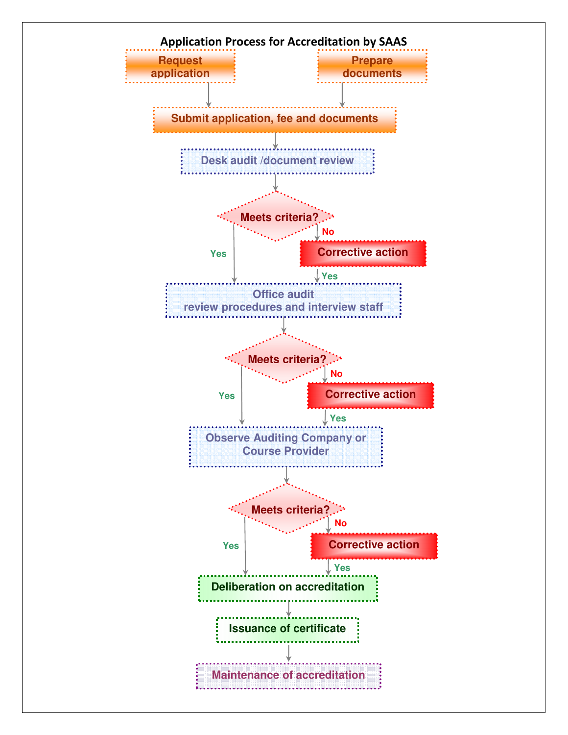# Application Process for Accreditation by SAAS

- Request application
- Prepare documents

Submit application, fee and documents

Desk audit /document review

Meets criteria?

- No → Corrective action → Yes
- Yes

Office audit
review procedures and interview staff

Meets criteria?

- No → Corrective action → Yes
- Yes

Observe Auditing Company or Course Provider

Meets criteria?

- No → Corrective action → Yes
- Yes

Deliberation on accreditation

Issuance of certificate

Maintenance of accreditation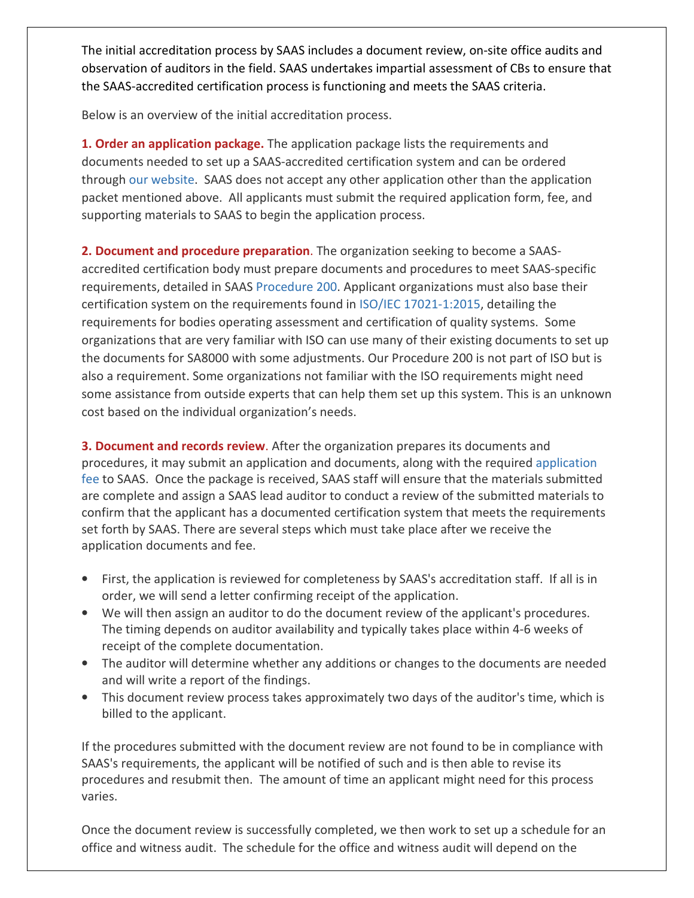The initial accreditation process by SAAS includes a document review, on-site office audits and observation of auditors in the field. SAAS undertakes impartial assessment of CBs to ensure that the SAAS-accredited certification process is functioning and meets the SAAS criteria.

Below is an overview of the initial accreditation process.

**1. Order an application package.** The application package lists the requirements and documents needed to set up a SAAS-accredited certification system and can be ordered through our website. SAAS does not accept any other application other than the application packet mentioned above. All applicants must submit the required application form, fee, and supporting materials to SAAS to begin the application process.

**2. Document and procedure preparation**. The organization seeking to become a SAAS-accredited certification body must prepare documents and procedures to meet SAAS-specific requirements, detailed in SAAS Procedure 200. Applicant organizations must also base their certification system on the requirements found in ISO/IEC 17021-1:2015, detailing the requirements for bodies operating assessment and certification of quality systems. Some organizations that are very familiar with ISO can use many of their existing documents to set up the documents for SA8000 with some adjustments. Our Procedure 200 is not part of ISO but is also a requirement. Some organizations not familiar with the ISO requirements might need some assistance from outside experts that can help them set up this system. This is an unknown cost based on the individual organization's needs.

**3. Document and records review**. After the organization prepares its documents and procedures, it may submit an application and documents, along with the required application fee to SAAS. Once the package is received, SAAS staff will ensure that the materials submitted are complete and assign a SAAS lead auditor to conduct a review of the submitted materials to confirm that the applicant has a documented certification system that meets the requirements set forth by SAAS. There are several steps which must take place after we receive the application documents and fee.

- First, the application is reviewed for completeness by SAAS's accreditation staff. If all is in order, we will send a letter confirming receipt of the application.
- We will then assign an auditor to do the document review of the applicant's procedures. The timing depends on auditor availability and typically takes place within 4-6 weeks of receipt of the complete documentation.
- The auditor will determine whether any additions or changes to the documents are needed and will write a report of the findings.
- This document review process takes approximately two days of the auditor's time, which is billed to the applicant.

If the procedures submitted with the document review are not found to be in compliance with SAAS's requirements, the applicant will be notified of such and is then able to revise its procedures and resubmit then. The amount of time an applicant might need for this process varies.

Once the document review is successfully completed, we then work to set up a schedule for an office and witness audit. The schedule for the office and witness audit will depend on the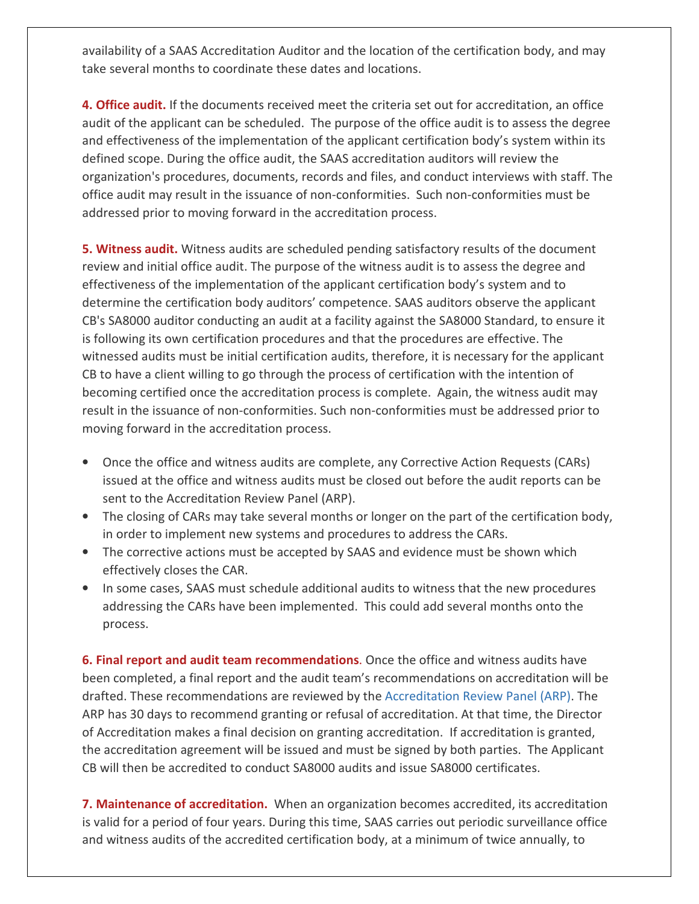availability of a SAAS Accreditation Auditor and the location of the certification body, and may take several months to coordinate these dates and locations.

**4. Office audit.** If the documents received meet the criteria set out for accreditation, an office audit of the applicant can be scheduled. The purpose of the office audit is to assess the degree and effectiveness of the implementation of the applicant certification body's system within its defined scope. During the office audit, the SAAS accreditation auditors will review the organization's procedures, documents, records and files, and conduct interviews with staff. The office audit may result in the issuance of non-conformities. Such non-conformities must be addressed prior to moving forward in the accreditation process.

**5. Witness audit.** Witness audits are scheduled pending satisfactory results of the document review and initial office audit. The purpose of the witness audit is to assess the degree and effectiveness of the implementation of the applicant certification body's system and to determine the certification body auditors' competence. SAAS auditors observe the applicant CB's SA8000 auditor conducting an audit at a facility against the SA8000 Standard, to ensure it is following its own certification procedures and that the procedures are effective. The witnessed audits must be initial certification audits, therefore, it is necessary for the applicant CB to have a client willing to go through the process of certification with the intention of becoming certified once the accreditation process is complete. Again, the witness audit may result in the issuance of non-conformities. Such non-conformities must be addressed prior to moving forward in the accreditation process.

- Once the office and witness audits are complete, any Corrective Action Requests (CARs) issued at the office and witness audits must be closed out before the audit reports can be sent to the Accreditation Review Panel (ARP).
- The closing of CARs may take several months or longer on the part of the certification body, in order to implement new systems and procedures to address the CARs.
- The corrective actions must be accepted by SAAS and evidence must be shown which effectively closes the CAR.
- In some cases, SAAS must schedule additional audits to witness that the new procedures addressing the CARs have been implemented. This could add several months onto the process.

**6. Final report and audit team recommendations**. Once the office and witness audits have been completed, a final report and the audit team's recommendations on accreditation will be drafted. These recommendations are reviewed by the Accreditation Review Panel (ARP). The ARP has 30 days to recommend granting or refusal of accreditation. At that time, the Director of Accreditation makes a final decision on granting accreditation. If accreditation is granted, the accreditation agreement will be issued and must be signed by both parties. The Applicant CB will then be accredited to conduct SA8000 audits and issue SA8000 certificates.

**7. Maintenance of accreditation.** When an organization becomes accredited, its accreditation is valid for a period of four years. During this time, SAAS carries out periodic surveillance office and witness audits of the accredited certification body, at a minimum of twice annually, to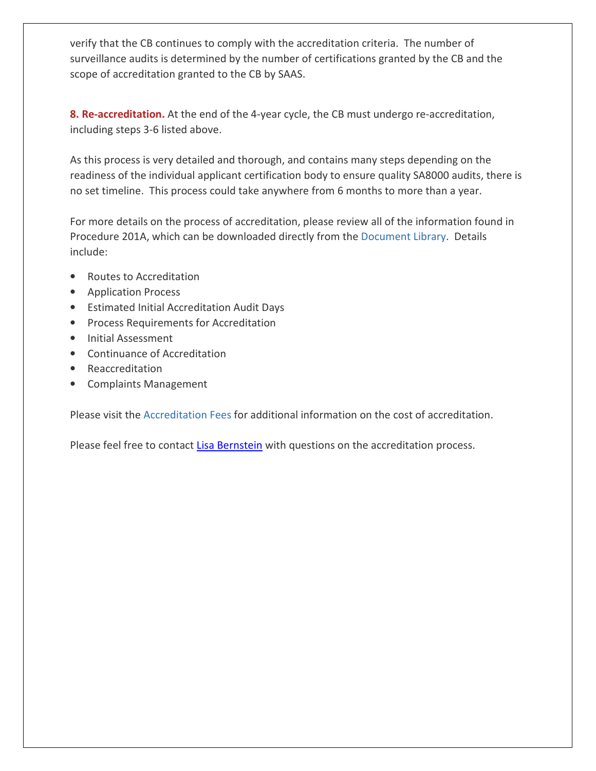verify that the CB continues to comply with the accreditation criteria. The number of surveillance audits is determined by the number of certifications granted by the CB and the scope of accreditation granted to the CB by SAAS.

**8. Re-accreditation.** At the end of the 4-year cycle, the CB must undergo re-accreditation, including steps 3-6 listed above.

As this process is very detailed and thorough, and contains many steps depending on the readiness of the individual applicant certification body to ensure quality SA8000 audits, there is no set timeline. This process could take anywhere from 6 months to more than a year.

For more details on the process of accreditation, please review all of the information found in Procedure 201A, which can be downloaded directly from the Document Library. Details include:

- Routes to Accreditation
- Application Process
- Estimated Initial Accreditation Audit Days
- Process Requirements for Accreditation
- Initial Assessment
- Continuance of Accreditation
- Reaccreditation
- Complaints Management

Please visit the Accreditation Fees for additional information on the cost of accreditation.

Please feel free to contact Lisa Bernstein with questions on the accreditation process.